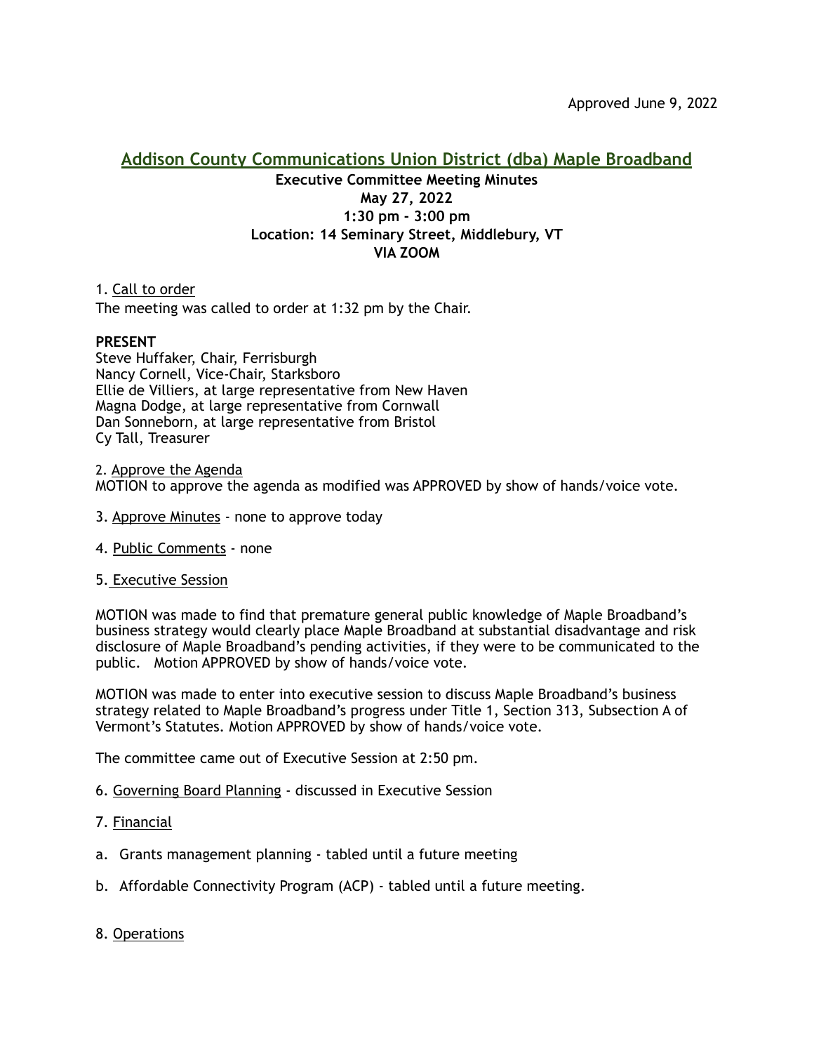Approved June 9, 2022

# Addison County Communications Union District (dba) Maple Broadband

**Executive Committee Meeting Minutes**
**May 27, 2022**
**1:30 pm - 3:00 pm**
**Location: 14 Seminary Street, Middlebury, VT**
**VIA ZOOM**

1. Call to order

The meeting was called to order at 1:32 pm by the Chair.

**PRESENT**

Steve Huffaker, Chair, Ferrisburgh
Nancy Cornell, Vice-Chair, Starksboro
Ellie de Villiers, at large representative from New Haven
Magna Dodge, at large representative from Cornwall
Dan Sonneborn, at large representative from Bristol
Cy Tall, Treasurer

2. Approve the Agenda

MOTION to approve the agenda as modified was APPROVED by show of hands/voice vote.

3. Approve Minutes - none to approve today

4. Public Comments - none

5. Executive Session

MOTION was made to find that premature general public knowledge of Maple Broadband's business strategy would clearly place Maple Broadband at substantial disadvantage and risk disclosure of Maple Broadband's pending activities, if they were to be communicated to the public. Motion APPROVED by show of hands/voice vote.

MOTION was made to enter into executive session to discuss Maple Broadband's business strategy related to Maple Broadband's progress under Title 1, Section 313, Subsection A of Vermont's Statutes. Motion APPROVED by show of hands/voice vote.

The committee came out of Executive Session at 2:50 pm.

6. Governing Board Planning - discussed in Executive Session

7. Financial

a. Grants management planning - tabled until a future meeting

b. Affordable Connectivity Program (ACP) - tabled until a future meeting.

8. Operations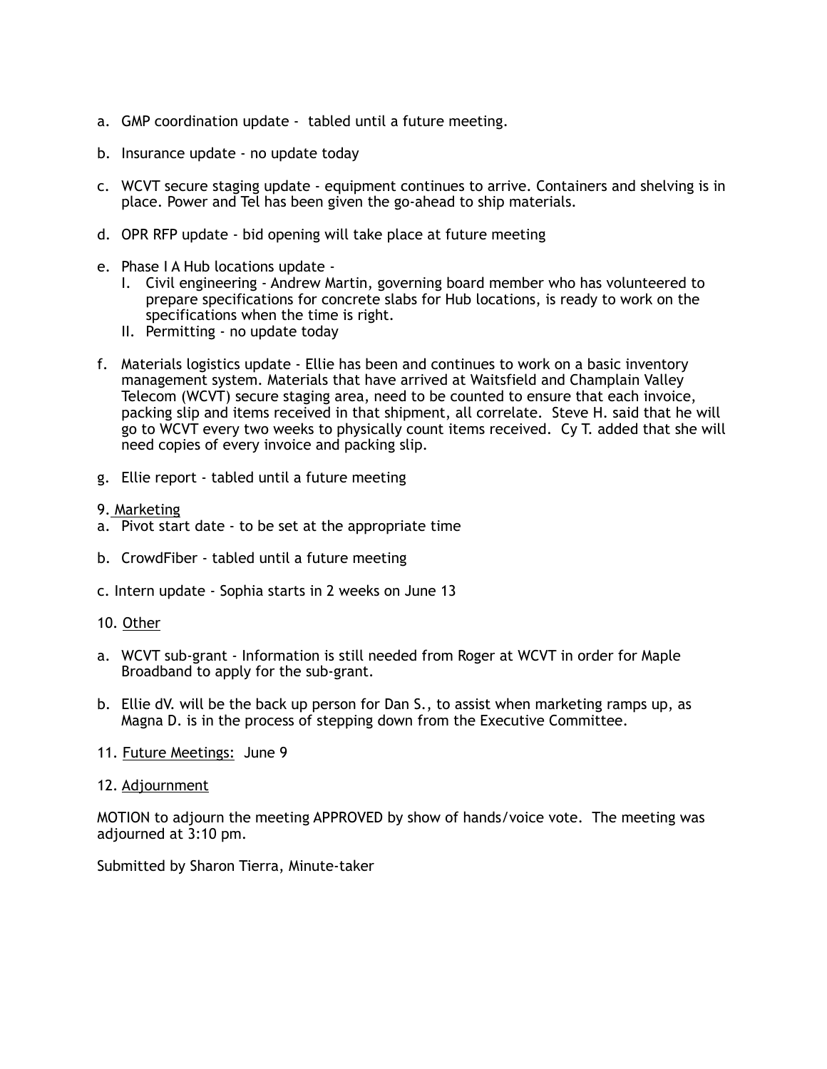a. GMP coordination update - tabled until a future meeting.

b. Insurance update - no update today

c. WCVT secure staging update - equipment continues to arrive. Containers and shelving is in place. Power and Tel has been given the go-ahead to ship materials.

d. OPR RFP update - bid opening will take place at future meeting

e. Phase I A Hub locations update -
   I. Civil engineering - Andrew Martin, governing board member who has volunteered to prepare specifications for concrete slabs for Hub locations, is ready to work on the specifications when the time is right.
   II. Permitting - no update today

f. Materials logistics update - Ellie has been and continues to work on a basic inventory management system. Materials that have arrived at Waitsfield and Champlain Valley Telecom (WCVT) secure staging area, need to be counted to ensure that each invoice, packing slip and items received in that shipment, all correlate. Steve H. said that he will go to WCVT every two weeks to physically count items received. Cy T. added that she will need copies of every invoice and packing slip.

g. Ellie report - tabled until a future meeting

9. <u>Marketing</u>

a. Pivot start date - to be set at the appropriate time

b. CrowdFiber - tabled until a future meeting

c. Intern update - Sophia starts in 2 weeks on June 13

10. <u>Other</u>

a. WCVT sub-grant - Information is still needed from Roger at WCVT in order for Maple Broadband to apply for the sub-grant.

b. Ellie dV. will be the back up person for Dan S., to assist when marketing ramps up, as Magna D. is in the process of stepping down from the Executive Committee.

11. <u>Future Meetings:</u> June 9

12. <u>Adjournment</u>

MOTION to adjourn the meeting APPROVED by show of hands/voice vote. The meeting was adjourned at 3:10 pm.

Submitted by Sharon Tierra, Minute-taker